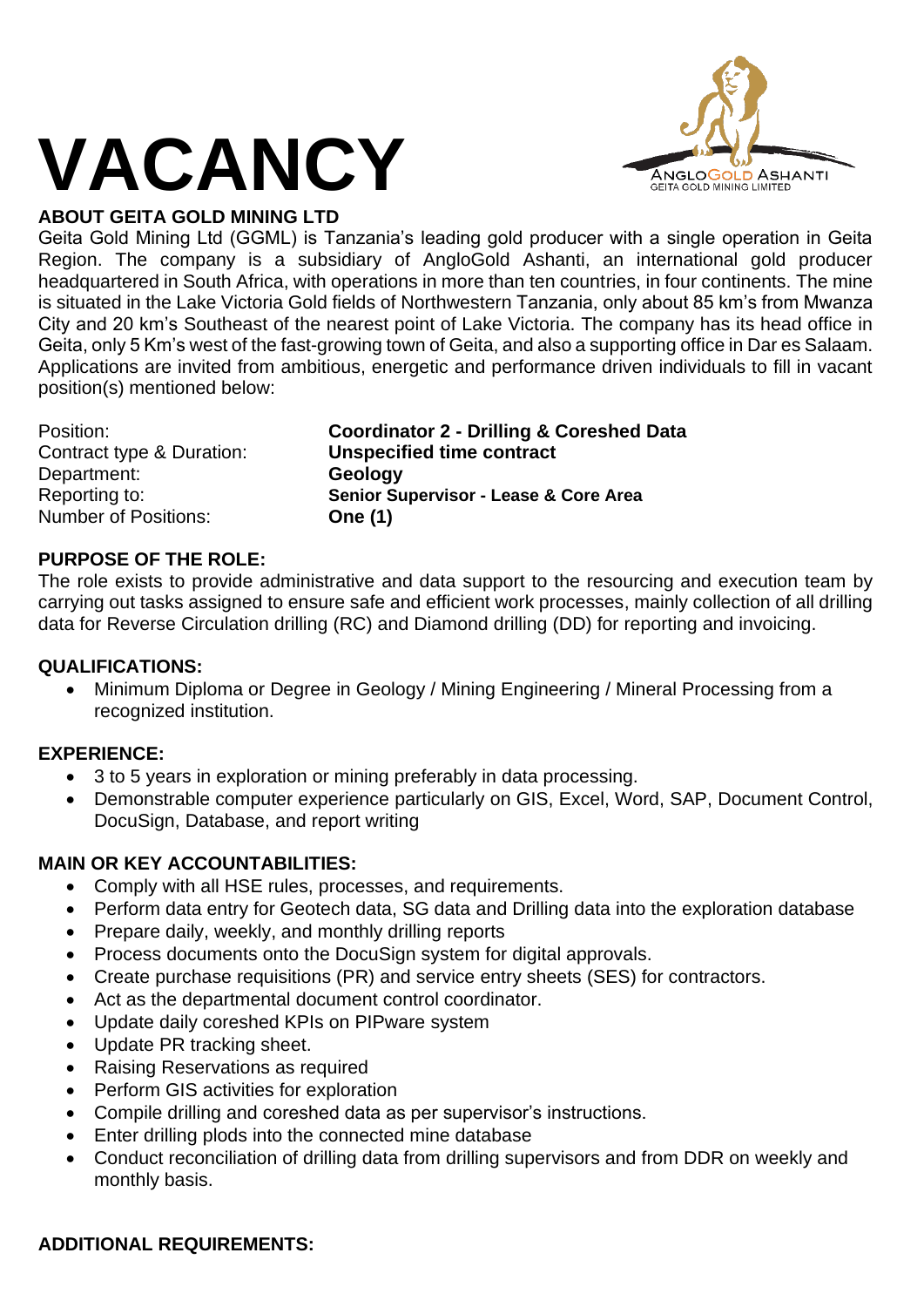# VACANCY

## ABOUT GEITA GOLD MINING LTD

Geita Gold Mining Ltd (GGML) is Tanzania's leading gold producer with a single operation in Geita Region. The company is a subsidiary of AngloGold Ashanti, an international gold producer headquartered in South Africa, with operations in more than ten countries, in four continents. The mine is situated in the Lake Victoria Gold fields of Northwestern Tanzania, only about 85 km's from Mwanza City and 20 km's Southeast of the nearest point of Lake Victoria. The company has its head office in Geita, only 5 Km's west of the fast-growing town of Geita, and also a supporting office in Dar es Salaam. Applications are invited from ambitious, energetic and performance driven individuals to fill in vacant position(s) mentioned below:

| | |
|---|---|
| Position: | **Coordinator 2 - Drilling & Coreshed Data** |
| Contract type & Duration: | **Unspecified time contract** |
| Department: | **Geology** |
| Reporting to: | **Senior Supervisor - Lease & Core Area** |
| Number of Positions: | **One (1)** |

## PURPOSE OF THE ROLE:

The role exists to provide administrative and data support to the resourcing and execution team by carrying out tasks assigned to ensure safe and efficient work processes, mainly collection of all drilling data for Reverse Circulation drilling (RC) and Diamond drilling (DD) for reporting and invoicing.

## QUALIFICATIONS:

- Minimum Diploma or Degree in Geology / Mining Engineering / Mineral Processing from a recognized institution.

## EXPERIENCE:

- 3 to 5 years in exploration or mining preferably in data processing.
- Demonstrable computer experience particularly on GIS, Excel, Word, SAP, Document Control, DocuSign, Database, and report writing

## MAIN OR KEY ACCOUNTABILITIES:

- Comply with all HSE rules, processes, and requirements.
- Perform data entry for Geotech data, SG data and Drilling data into the exploration database
- Prepare daily, weekly, and monthly drilling reports
- Process documents onto the DocuSign system for digital approvals.
- Create purchase requisitions (PR) and service entry sheets (SES) for contractors.
- Act as the departmental document control coordinator.
- Update daily coreshed KPIs on PIPware system
- Update PR tracking sheet.
- Raising Reservations as required
- Perform GIS activities for exploration
- Compile drilling and coreshed data as per supervisor's instructions.
- Enter drilling plods into the connected mine database
- Conduct reconciliation of drilling data from drilling supervisors and from DDR on weekly and monthly basis.

## ADDITIONAL REQUIREMENTS: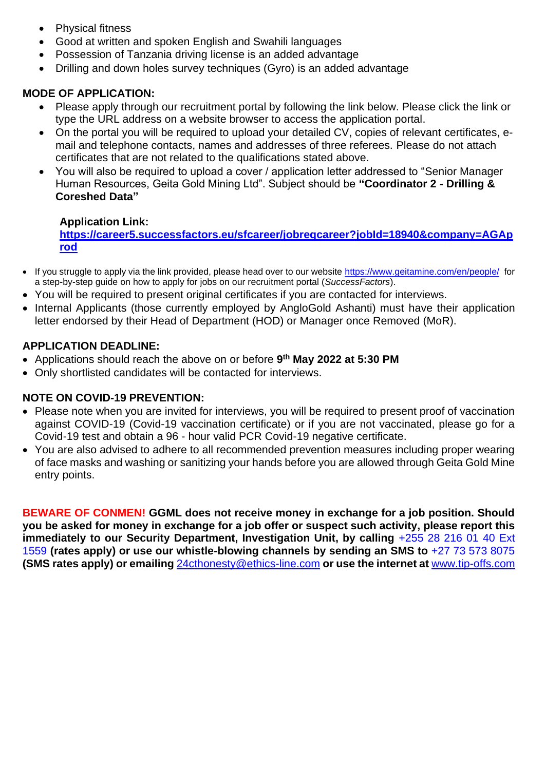- Physical fitness
- Good at written and spoken English and Swahili languages
- Possession of Tanzania driving license is an added advantage
- Drilling and down holes survey techniques (Gyro) is an added advantage

**MODE OF APPLICATION:**

- Please apply through our recruitment portal by following the link below. Please click the link or type the URL address on a website browser to access the application portal.
- On the portal you will be required to upload your detailed CV, copies of relevant certificates, e-mail and telephone contacts, names and addresses of three referees. Please do not attach certificates that are not related to the qualifications stated above.
- You will also be required to upload a cover / application letter addressed to "Senior Manager Human Resources, Geita Gold Mining Ltd". Subject should be **"Coordinator 2 - Drilling & Coreshed Data"**

  **Application Link:**
  **https://career5.successfactors.eu/sfcareer/jobreqcareer?jobId=18940&company=AGAprod**

- If you struggle to apply via the link provided, please head over to our website https://www.geitamine.com/en/people/ for a step-by-step guide on how to apply for jobs on our recruitment portal (*SuccessFactors*).
- You will be required to present original certificates if you are contacted for interviews.
- Internal Applicants (those currently employed by AngloGold Ashanti) must have their application letter endorsed by their Head of Department (HOD) or Manager once Removed (MoR).

**APPLICATION DEADLINE:**

- Applications should reach the above on or before **9th May 2022 at 5:30 PM**
- Only shortlisted candidates will be contacted for interviews.

**NOTE ON COVID-19 PREVENTION:**

- Please note when you are invited for interviews, you will be required to present proof of vaccination against COVID-19 (Covid-19 vaccination certificate) or if you are not vaccinated, please go for a Covid-19 test and obtain a 96 - hour valid PCR Covid-19 negative certificate.
- You are also advised to adhere to all recommended prevention measures including proper wearing of face masks and washing or sanitizing your hands before you are allowed through Geita Gold Mine entry points.

**BEWARE OF CONMEN! GGML does not receive money in exchange for a job position. Should you be asked for money in exchange for a job offer or suspect such activity, please report this immediately to our Security Department, Investigation Unit, by calling** +255 28 216 01 40 Ext 1559 **(rates apply) or use our whistle-blowing channels by sending an SMS to** +27 73 573 8075 **(SMS rates apply) or emailing** 24cthonesty@ethics-line.com **or use the internet at** www.tip-offs.com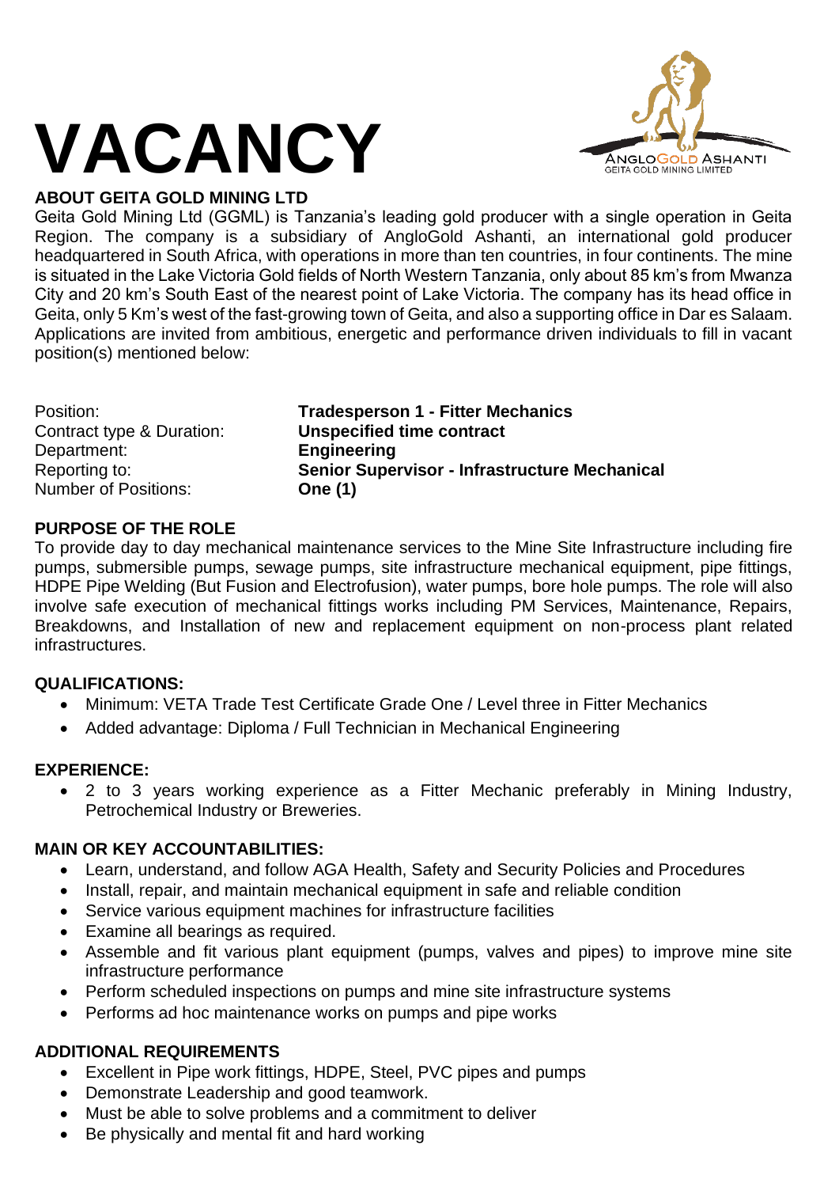# VACANCY

ANGLOGOLD ASHANTI
GEITA GOLD MINING LIMITED

## ABOUT GEITA GOLD MINING LTD

Geita Gold Mining Ltd (GGML) is Tanzania's leading gold producer with a single operation in Geita Region. The company is a subsidiary of AngloGold Ashanti, an international gold producer headquartered in South Africa, with operations in more than ten countries, in four continents. The mine is situated in the Lake Victoria Gold fields of North Western Tanzania, only about 85 km's from Mwanza City and 20 km's South East of the nearest point of Lake Victoria. The company has its head office in Geita, only 5 Km's west of the fast-growing town of Geita, and also a supporting office in Dar es Salaam. Applications are invited from ambitious, energetic and performance driven individuals to fill in vacant position(s) mentioned below:

| | |
|---|---|
| Position: | **Tradesperson 1 - Fitter Mechanics** |
| Contract type & Duration: | **Unspecified time contract** |
| Department: | **Engineering** |
| Reporting to: | **Senior Supervisor - Infrastructure Mechanical** |
| Number of Positions: | **One (1)** |

## PURPOSE OF THE ROLE

To provide day to day mechanical maintenance services to the Mine Site Infrastructure including fire pumps, submersible pumps, sewage pumps, site infrastructure mechanical equipment, pipe fittings, HDPE Pipe Welding (But Fusion and Electrofusion), water pumps, bore hole pumps. The role will also involve safe execution of mechanical fittings works including PM Services, Maintenance, Repairs, Breakdowns, and Installation of new and replacement equipment on non-process plant related infrastructures.

## QUALIFICATIONS:

- Minimum: VETA Trade Test Certificate Grade One / Level three in Fitter Mechanics
- Added advantage: Diploma / Full Technician in Mechanical Engineering

## EXPERIENCE:

- 2 to 3 years working experience as a Fitter Mechanic preferably in Mining Industry, Petrochemical Industry or Breweries.

## MAIN OR KEY ACCOUNTABILITIES:

- Learn, understand, and follow AGA Health, Safety and Security Policies and Procedures
- Install, repair, and maintain mechanical equipment in safe and reliable condition
- Service various equipment machines for infrastructure facilities
- Examine all bearings as required.
- Assemble and fit various plant equipment (pumps, valves and pipes) to improve mine site infrastructure performance
- Perform scheduled inspections on pumps and mine site infrastructure systems
- Performs ad hoc maintenance works on pumps and pipe works

## ADDITIONAL REQUIREMENTS

- Excellent in Pipe work fittings, HDPE, Steel, PVC pipes and pumps
- Demonstrate Leadership and good teamwork.
- Must be able to solve problems and a commitment to deliver
- Be physically and mental fit and hard working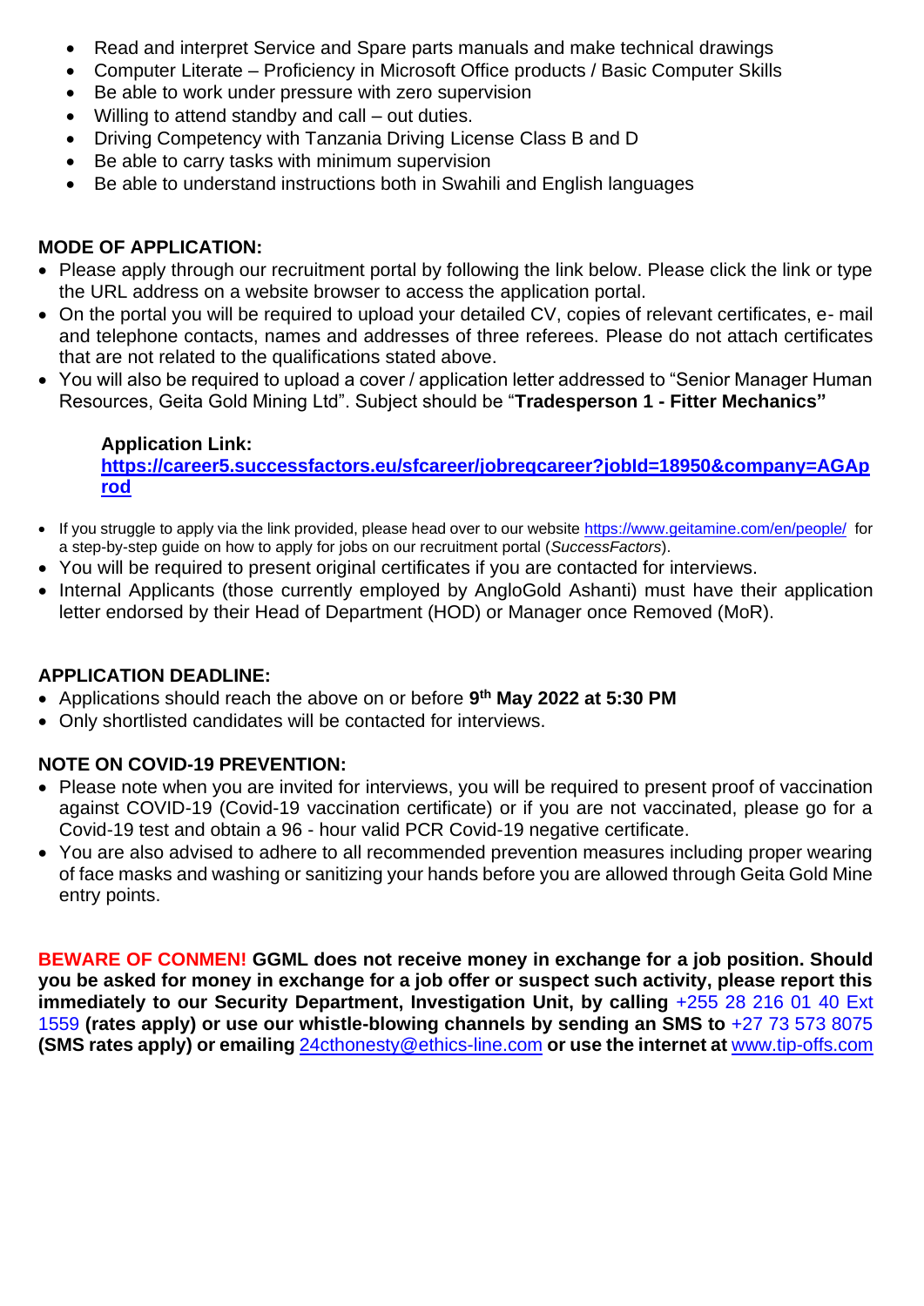- Read and interpret Service and Spare parts manuals and make technical drawings
- Computer Literate – Proficiency in Microsoft Office products / Basic Computer Skills
- Be able to work under pressure with zero supervision
- Willing to attend standby and call – out duties.
- Driving Competency with Tanzania Driving License Class B and D
- Be able to carry tasks with minimum supervision
- Be able to understand instructions both in Swahili and English languages

**MODE OF APPLICATION:**

- Please apply through our recruitment portal by following the link below. Please click the link or type the URL address on a website browser to access the application portal.
- On the portal you will be required to upload your detailed CV, copies of relevant certificates, e- mail and telephone contacts, names and addresses of three referees. Please do not attach certificates that are not related to the qualifications stated above.
- You will also be required to upload a cover / application letter addressed to "Senior Manager Human Resources, Geita Gold Mining Ltd". Subject should be "**Tradesperson 1 - Fitter Mechanics**"

**Application Link:**
**https://career5.successfactors.eu/sfcareer/jobreqcareer?jobId=18950&company=AGAprod**

- If you struggle to apply via the link provided, please head over to our website https://www.geitamine.com/en/people/ for a step-by-step guide on how to apply for jobs on our recruitment portal (*SuccessFactors*).
- You will be required to present original certificates if you are contacted for interviews.
- Internal Applicants (those currently employed by AngloGold Ashanti) must have their application letter endorsed by their Head of Department (HOD) or Manager once Removed (MoR).

**APPLICATION DEADLINE:**

- Applications should reach the above on or before **9th May 2022 at 5:30 PM**
- Only shortlisted candidates will be contacted for interviews.

**NOTE ON COVID-19 PREVENTION:**

- Please note when you are invited for interviews, you will be required to present proof of vaccination against COVID-19 (Covid-19 vaccination certificate) or if you are not vaccinated, please go for a Covid-19 test and obtain a 96 - hour valid PCR Covid-19 negative certificate.
- You are also advised to adhere to all recommended prevention measures including proper wearing of face masks and washing or sanitizing your hands before you are allowed through Geita Gold Mine entry points.

**BEWARE OF CONMEN! GGML does not receive money in exchange for a job position. Should you be asked for money in exchange for a job offer or suspect such activity, please report this immediately to our Security Department, Investigation Unit, by calling** +255 28 216 01 40 Ext 1559 **(rates apply) or use our whistle-blowing channels by sending an SMS to** +27 73 573 8075 **(SMS rates apply) or emailing** 24cthonesty@ethics-line.com **or use the internet at** www.tip-offs.com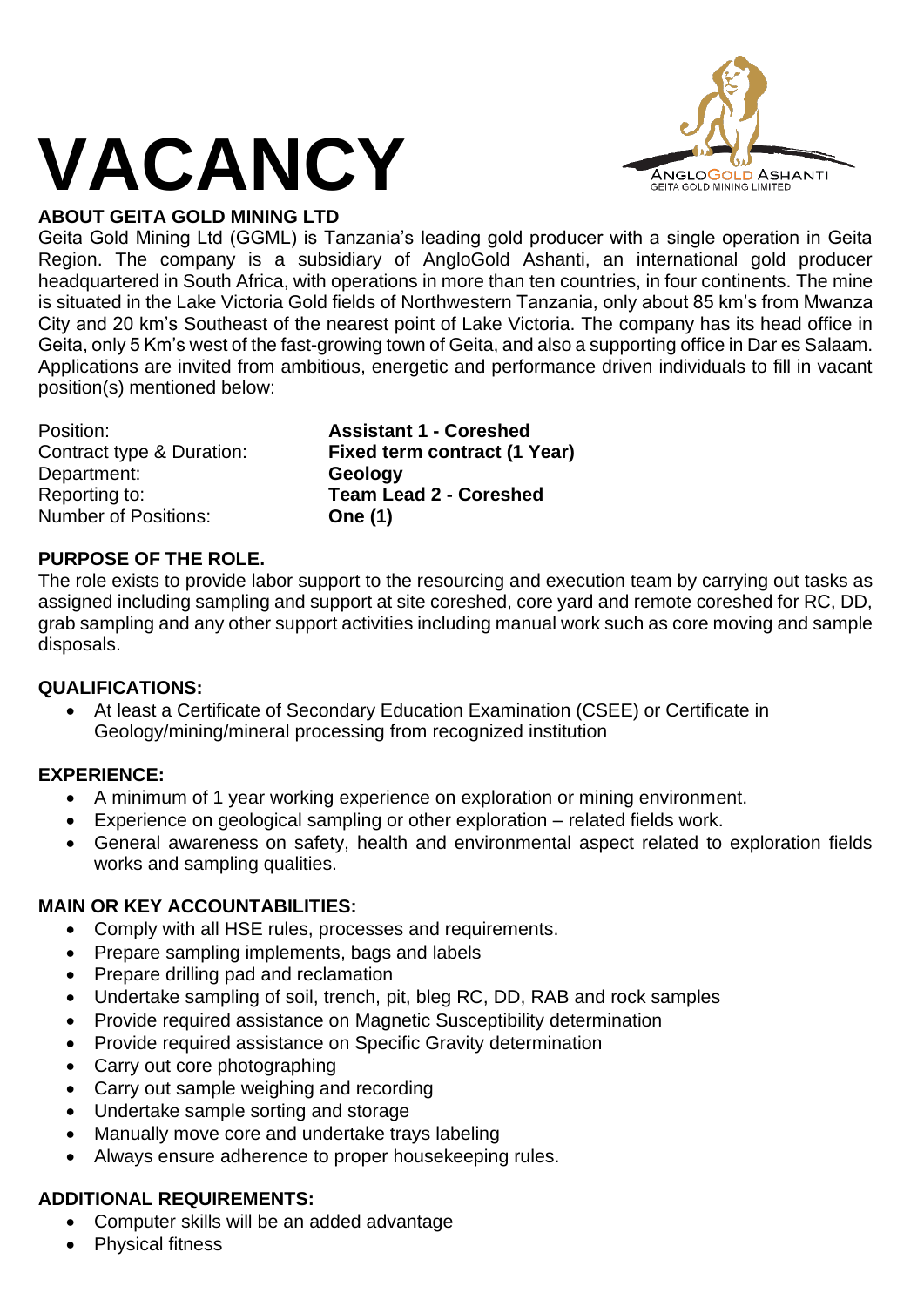# VACANCY

ANGLOGOLD ASHANTI
GEITA GOLD MINING LIMITED

**ABOUT GEITA GOLD MINING LTD**

Geita Gold Mining Ltd (GGML) is Tanzania's leading gold producer with a single operation in Geita Region. The company is a subsidiary of AngloGold Ashanti, an international gold producer headquartered in South Africa, with operations in more than ten countries, in four continents. The mine is situated in the Lake Victoria Gold fields of Northwestern Tanzania, only about 85 km's from Mwanza City and 20 km's Southeast of the nearest point of Lake Victoria. The company has its head office in Geita, only 5 Km's west of the fast-growing town of Geita, and also a supporting office in Dar es Salaam. Applications are invited from ambitious, energetic and performance driven individuals to fill in vacant position(s) mentioned below:

| | |
|---|---|
| Position: | **Assistant 1 - Coreshed** |
| Contract type & Duration: | **Fixed term contract (1 Year)** |
| Department: | **Geology** |
| Reporting to: | **Team Lead 2 - Coreshed** |
| Number of Positions: | **One (1)** |

**PURPOSE OF THE ROLE.**

The role exists to provide labor support to the resourcing and execution team by carrying out tasks as assigned including sampling and support at site coreshed, core yard and remote coreshed for RC, DD, grab sampling and any other support activities including manual work such as core moving and sample disposals.

**QUALIFICATIONS:**

- At least a Certificate of Secondary Education Examination (CSEE) or Certificate in Geology/mining/mineral processing from recognized institution

**EXPERIENCE:**

- A minimum of 1 year working experience on exploration or mining environment.
- Experience on geological sampling or other exploration – related fields work.
- General awareness on safety, health and environmental aspect related to exploration fields works and sampling qualities.

**MAIN OR KEY ACCOUNTABILITIES:**

- Comply with all HSE rules, processes and requirements.
- Prepare sampling implements, bags and labels
- Prepare drilling pad and reclamation
- Undertake sampling of soil, trench, pit, bleg RC, DD, RAB and rock samples
- Provide required assistance on Magnetic Susceptibility determination
- Provide required assistance on Specific Gravity determination
- Carry out core photographing
- Carry out sample weighing and recording
- Undertake sample sorting and storage
- Manually move core and undertake trays labeling
- Always ensure adherence to proper housekeeping rules.

**ADDITIONAL REQUIREMENTS:**

- Computer skills will be an added advantage
- Physical fitness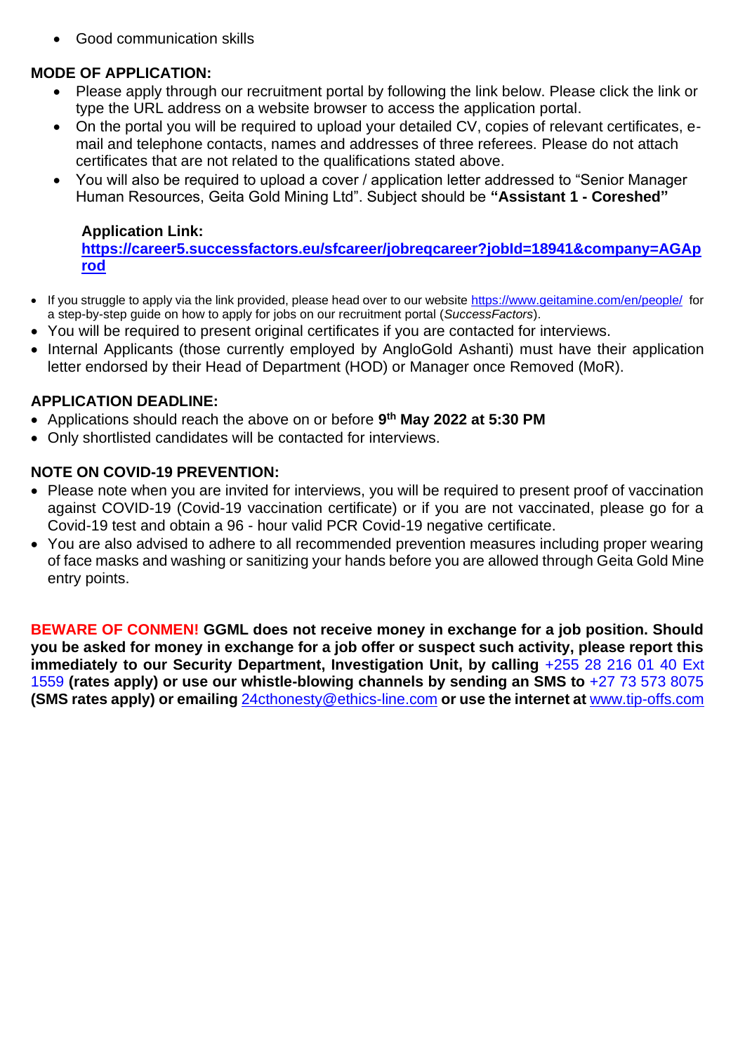- Good communication skills

**MODE OF APPLICATION:**

- Please apply through our recruitment portal by following the link below. Please click the link or type the URL address on a website browser to access the application portal.
- On the portal you will be required to upload your detailed CV, copies of relevant certificates, e-mail and telephone contacts, names and addresses of three referees. Please do not attach certificates that are not related to the qualifications stated above.
- You will also be required to upload a cover / application letter addressed to "Senior Manager Human Resources, Geita Gold Mining Ltd". Subject should be **"Assistant 1 - Coreshed"**

**Application Link:**
**https://career5.successfactors.eu/sfcareer/jobreqcareer?jobId=18941&company=AGAprod**

- If you struggle to apply via the link provided, please head over to our website https://www.geitamine.com/en/people/ for a step-by-step guide on how to apply for jobs on our recruitment portal (*SuccessFactors*).
- You will be required to present original certificates if you are contacted for interviews.
- Internal Applicants (those currently employed by AngloGold Ashanti) must have their application letter endorsed by their Head of Department (HOD) or Manager once Removed (MoR).

**APPLICATION DEADLINE:**

- Applications should reach the above on or before **9th May 2022 at 5:30 PM**
- Only shortlisted candidates will be contacted for interviews.

**NOTE ON COVID-19 PREVENTION:**

- Please note when you are invited for interviews, you will be required to present proof of vaccination against COVID-19 (Covid-19 vaccination certificate) or if you are not vaccinated, please go for a Covid-19 test and obtain a 96 - hour valid PCR Covid-19 negative certificate.
- You are also advised to adhere to all recommended prevention measures including proper wearing of face masks and washing or sanitizing your hands before you are allowed through Geita Gold Mine entry points.

**BEWARE OF CONMEN! GGML does not receive money in exchange for a job position. Should you be asked for money in exchange for a job offer or suspect such activity, please report this immediately to our Security Department, Investigation Unit, by calling** +255 28 216 01 40 Ext 1559 **(rates apply) or use our whistle-blowing channels by sending an SMS to** +27 73 573 8075 **(SMS rates apply) or emailing** 24cthonesty@ethics-line.com **or use the internet at** www.tip-offs.com